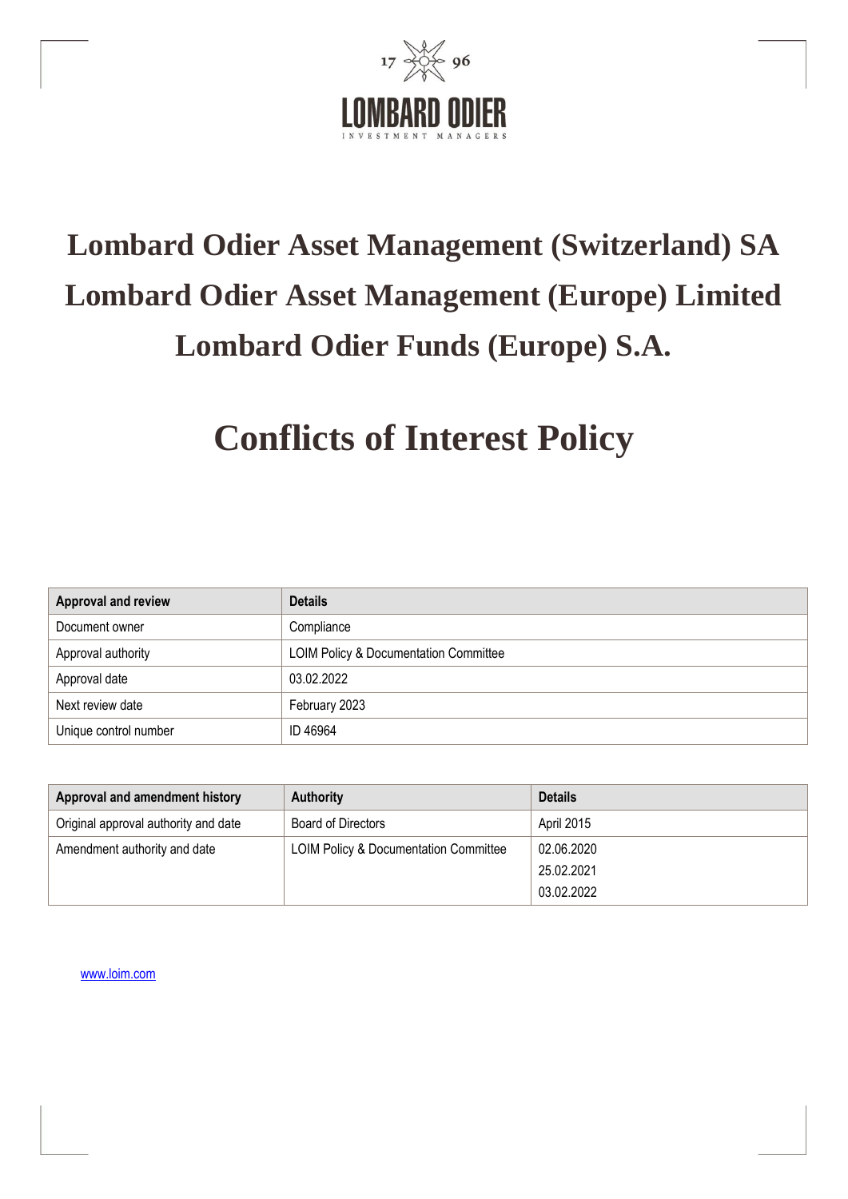17 96

LOMBARD ODIER

INVESTMENT MANAGERS

# Lombard Odier Asset Management (Switzerland) SA
# Lombard Odier Asset Management (Europe) Limited
# Lombard Odier Funds (Europe) S.A.

# Conflicts of Interest Policy

| Approval and review | Details |
|---|---|
| Document owner | Compliance |
| Approval authority | LOIM Policy & Documentation Committee |
| Approval date | 03.02.2022 |
| Next review date | February 2023 |
| Unique control number | ID 46964 |

| Approval and amendment history | Authority | Details |
|---|---|---|
| Original approval authority and date | Board of Directors | April 2015 |
| Amendment authority and date | LOIM Policy & Documentation Committee | 02.06.2020<br>25.02.2021<br>03.02.2022 |

www.loim.com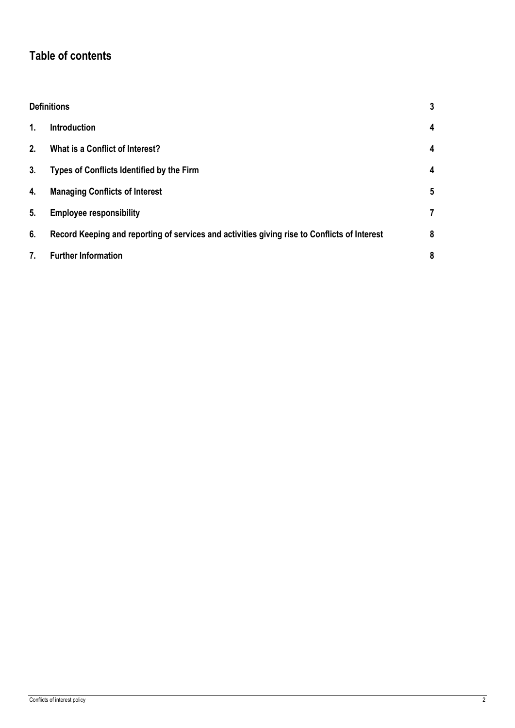## Table of contents

| | | |
|---|---|---|
| **Definitions** | | **3** |
| **1.** | **Introduction** | **4** |
| **2.** | **What is a Conflict of Interest?** | **4** |
| **3.** | **Types of Conflicts Identified by the Firm** | **4** |
| **4.** | **Managing Conflicts of Interest** | **5** |
| **5.** | **Employee responsibility** | **7** |
| **6.** | **Record Keeping and reporting of services and activities giving rise to Conflicts of Interest** | **8** |
| **7.** | **Further Information** | **8** |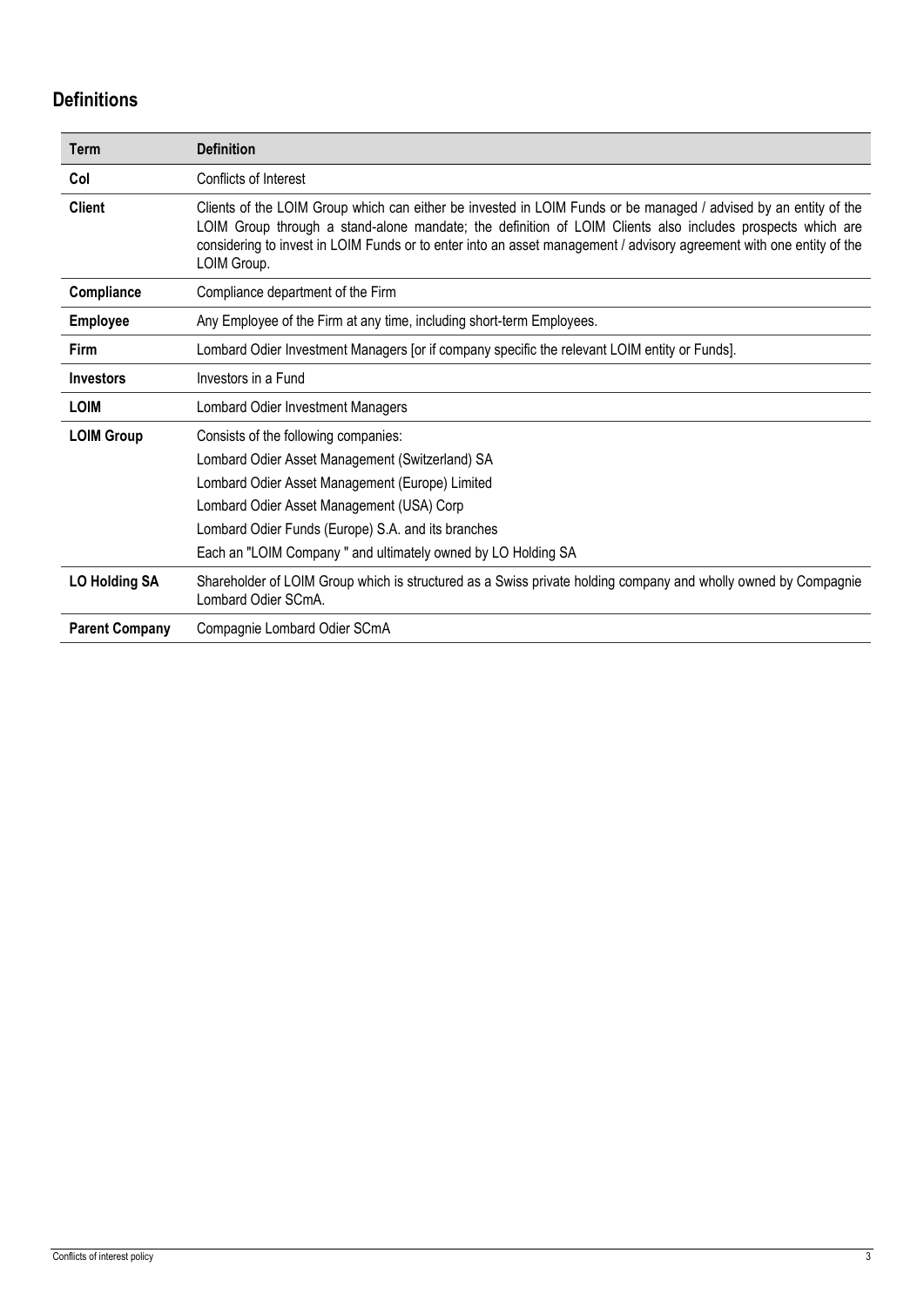## Definitions

| Term | Definition |
|---|---|
| **CoI** | Conflicts of Interest |
| **Client** | Clients of the LOIM Group which can either be invested in LOIM Funds or be managed / advised by an entity of the LOIM Group through a stand-alone mandate; the definition of LOIM Clients also includes prospects which are considering to invest in LOIM Funds or to enter into an asset management / advisory agreement with one entity of the LOIM Group. |
| **Compliance** | Compliance department of the Firm |
| **Employee** | Any Employee of the Firm at any time, including short-term Employees. |
| **Firm** | Lombard Odier Investment Managers [or if company specific the relevant LOIM entity or Funds]. |
| **Investors** | Investors in a Fund |
| **LOIM** | Lombard Odier Investment Managers |
| **LOIM Group** | Consists of the following companies:<br>Lombard Odier Asset Management (Switzerland) SA<br>Lombard Odier Asset Management (Europe) Limited<br>Lombard Odier Asset Management (USA) Corp<br>Lombard Odier Funds (Europe) S.A. and its branches<br>Each an "LOIM Company " and ultimately owned by LO Holding SA |
| **LO Holding SA** | Shareholder of LOIM Group which is structured as a Swiss private holding company and wholly owned by Compagnie Lombard Odier SCmA. |
| **Parent Company** | Compagnie Lombard Odier SCmA |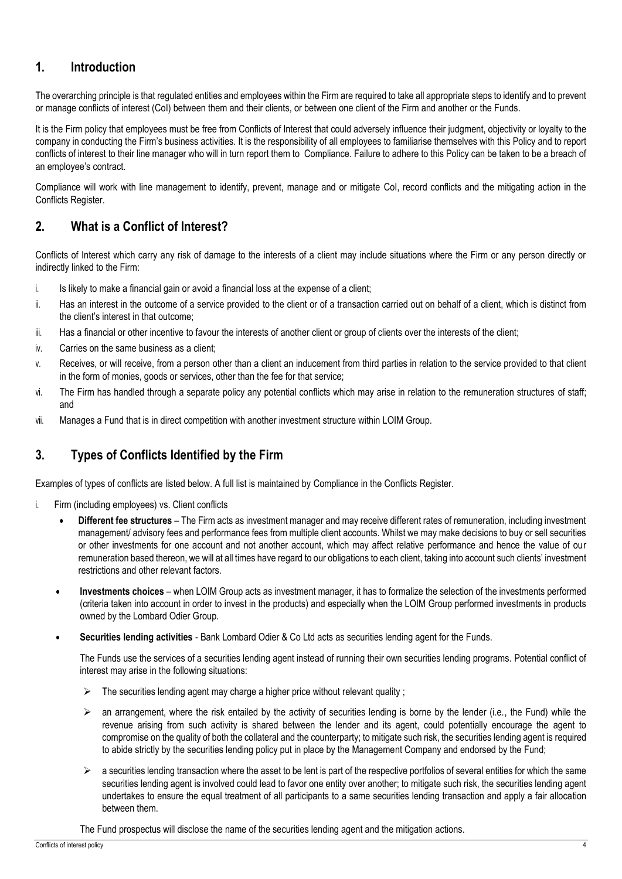## 1. Introduction

The overarching principle is that regulated entities and employees within the Firm are required to take all appropriate steps to identify and to prevent or manage conflicts of interest (CoI) between them and their clients, or between one client of the Firm and another or the Funds.

It is the Firm policy that employees must be free from Conflicts of Interest that could adversely influence their judgment, objectivity or loyalty to the company in conducting the Firm's business activities. It is the responsibility of all employees to familiarise themselves with this Policy and to report conflicts of interest to their line manager who will in turn report them to Compliance. Failure to adhere to this Policy can be taken to be a breach of an employee's contract.

Compliance will work with line management to identify, prevent, manage and or mitigate CoI, record conflicts and the mitigating action in the Conflicts Register.

## 2. What is a Conflict of Interest?

Conflicts of Interest which carry any risk of damage to the interests of a client may include situations where the Firm or any person directly or indirectly linked to the Firm:

i. Is likely to make a financial gain or avoid a financial loss at the expense of a client;
ii. Has an interest in the outcome of a service provided to the client or of a transaction carried out on behalf of a client, which is distinct from the client's interest in that outcome;
iii. Has a financial or other incentive to favour the interests of another client or group of clients over the interests of the client;
iv. Carries on the same business as a client;
v. Receives, or will receive, from a person other than a client an inducement from third parties in relation to the service provided to that client in the form of monies, goods or services, other than the fee for that service;
vi. The Firm has handled through a separate policy any potential conflicts which may arise in relation to the remuneration structures of staff; and
vii. Manages a Fund that is in direct competition with another investment structure within LOIM Group.

## 3. Types of Conflicts Identified by the Firm

Examples of types of conflicts are listed below. A full list is maintained by Compliance in the Conflicts Register.

i. Firm (including employees) vs. Client conflicts

- **Different fee structures** – The Firm acts as investment manager and may receive different rates of remuneration, including investment management/ advisory fees and performance fees from multiple client accounts. Whilst we may make decisions to buy or sell securities or other investments for one account and not another account, which may affect relative performance and hence the value of our remuneration based thereon, we will at all times have regard to our obligations to each client, taking into account such clients' investment restrictions and other relevant factors.

- **Investments choices** – when LOIM Group acts as investment manager, it has to formalize the selection of the investments performed (criteria taken into account in order to invest in the products) and especially when the LOIM Group performed investments in products owned by the Lombard Odier Group.

- **Securities lending activities** - Bank Lombard Odier & Co Ltd acts as securities lending agent for the Funds.

  The Funds use the services of a securities lending agent instead of running their own securities lending programs. Potential conflict of interest may arise in the following situations:

  - The securities lending agent may charge a higher price without relevant quality ;
  - an arrangement, where the risk entailed by the activity of securities lending is borne by the lender (i.e., the Fund) while the revenue arising from such activity is shared between the lender and its agent, could potentially encourage the agent to compromise on the quality of both the collateral and the counterparty; to mitigate such risk, the securities lending agent is required to abide strictly by the securities lending policy put in place by the Management Company and endorsed by the Fund;
  - a securities lending transaction where the asset to be lent is part of the respective portfolios of several entities for which the same securities lending agent is involved could lead to favor one entity over another; to mitigate such risk, the securities lending agent undertakes to ensure the equal treatment of all participants to a same securities lending transaction and apply a fair allocation between them.

  The Fund prospectus will disclose the name of the securities lending agent and the mitigation actions.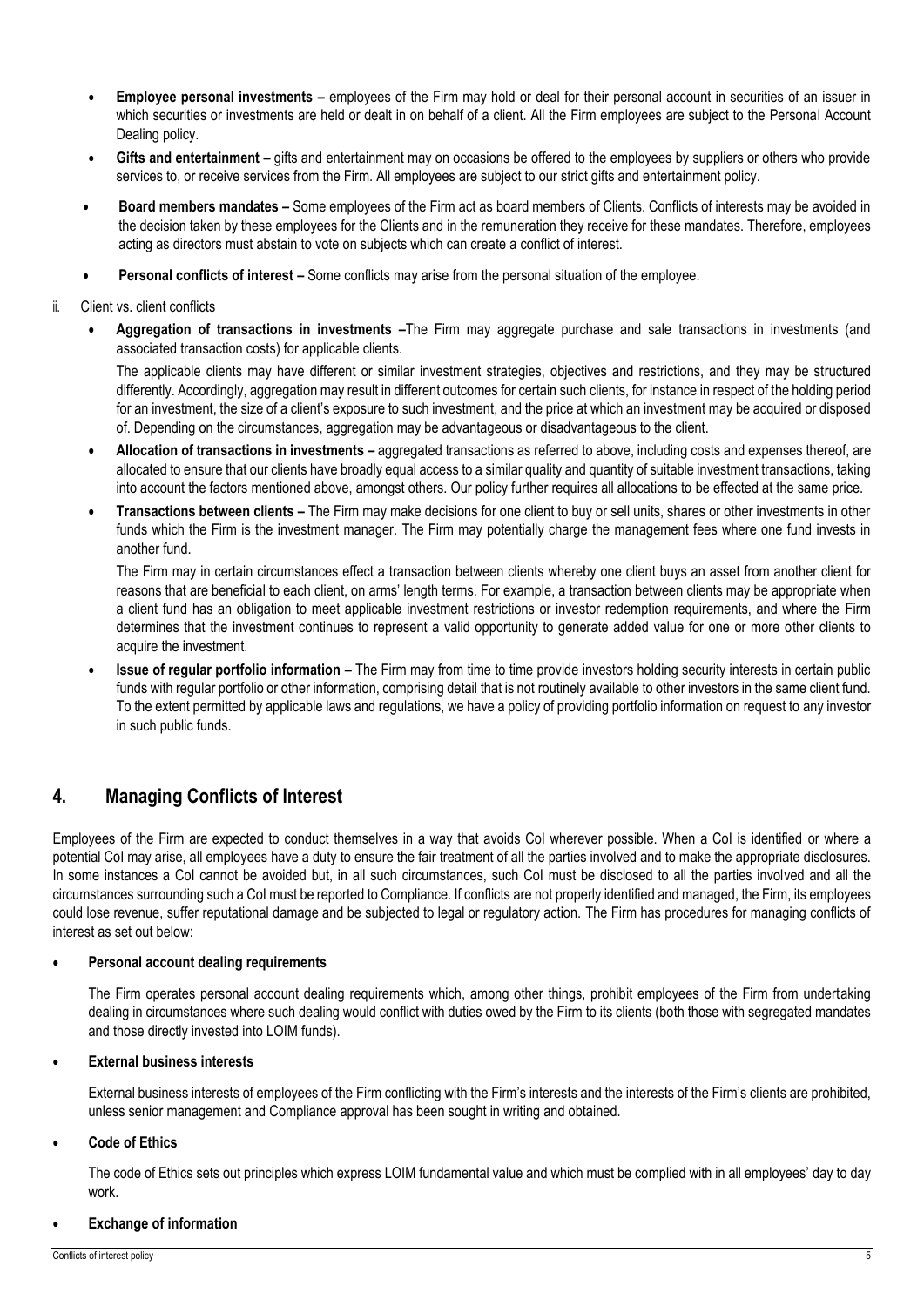- **Employee personal investments –** employees of the Firm may hold or deal for their personal account in securities of an issuer in which securities or investments are held or dealt in on behalf of a client. All the Firm employees are subject to the Personal Account Dealing policy.
- **Gifts and entertainment –** gifts and entertainment may on occasions be offered to the employees by suppliers or others who provide services to, or receive services from the Firm. All employees are subject to our strict gifts and entertainment policy.
- **Board members mandates –** Some employees of the Firm act as board members of Clients. Conflicts of interests may be avoided in the decision taken by these employees for the Clients and in the remuneration they receive for these mandates. Therefore, employees acting as directors must abstain to vote on subjects which can create a conflict of interest.
- **Personal conflicts of interest –** Some conflicts may arise from the personal situation of the employee.

ii. Client vs. client conflicts

- **Aggregation of transactions in investments –**The Firm may aggregate purchase and sale transactions in investments (and associated transaction costs) for applicable clients.

  The applicable clients may have different or similar investment strategies, objectives and restrictions, and they may be structured differently. Accordingly, aggregation may result in different outcomes for certain such clients, for instance in respect of the holding period for an investment, the size of a client's exposure to such investment, and the price at which an investment may be acquired or disposed of. Depending on the circumstances, aggregation may be advantageous or disadvantageous to the client.
- **Allocation of transactions in investments –** aggregated transactions as referred to above, including costs and expenses thereof, are allocated to ensure that our clients have broadly equal access to a similar quality and quantity of suitable investment transactions, taking into account the factors mentioned above, amongst others. Our policy further requires all allocations to be effected at the same price.
- **Transactions between clients –** The Firm may make decisions for one client to buy or sell units, shares or other investments in other funds which the Firm is the investment manager. The Firm may potentially charge the management fees where one fund invests in another fund.

  The Firm may in certain circumstances effect a transaction between clients whereby one client buys an asset from another client for reasons that are beneficial to each client, on arms' length terms. For example, a transaction between clients may be appropriate when a client fund has an obligation to meet applicable investment restrictions or investor redemption requirements, and where the Firm determines that the investment continues to represent a valid opportunity to generate added value for one or more other clients to acquire the investment.
- **Issue of regular portfolio information –** The Firm may from time to time provide investors holding security interests in certain public funds with regular portfolio or other information, comprising detail that is not routinely available to other investors in the same client fund. To the extent permitted by applicable laws and regulations, we have a policy of providing portfolio information on request to any investor in such public funds.

## 4. Managing Conflicts of Interest

Employees of the Firm are expected to conduct themselves in a way that avoids CoI wherever possible. When a CoI is identified or where a potential CoI may arise, all employees have a duty to ensure the fair treatment of all the parties involved and to make the appropriate disclosures. In some instances a CoI cannot be avoided but, in all such circumstances, such CoI must be disclosed to all the parties involved and all the circumstances surrounding such a CoI must be reported to Compliance. If conflicts are not properly identified and managed, the Firm, its employees could lose revenue, suffer reputational damage and be subjected to legal or regulatory action. The Firm has procedures for managing conflicts of interest as set out below:

- **Personal account dealing requirements**

  The Firm operates personal account dealing requirements which, among other things, prohibit employees of the Firm from undertaking dealing in circumstances where such dealing would conflict with duties owed by the Firm to its clients (both those with segregated mandates and those directly invested into LOIM funds).

- **External business interests**

  External business interests of employees of the Firm conflicting with the Firm's interests and the interests of the Firm's clients are prohibited, unless senior management and Compliance approval has been sought in writing and obtained.

- **Code of Ethics**

  The code of Ethics sets out principles which express LOIM fundamental value and which must be complied with in all employees' day to day work.

- **Exchange of information**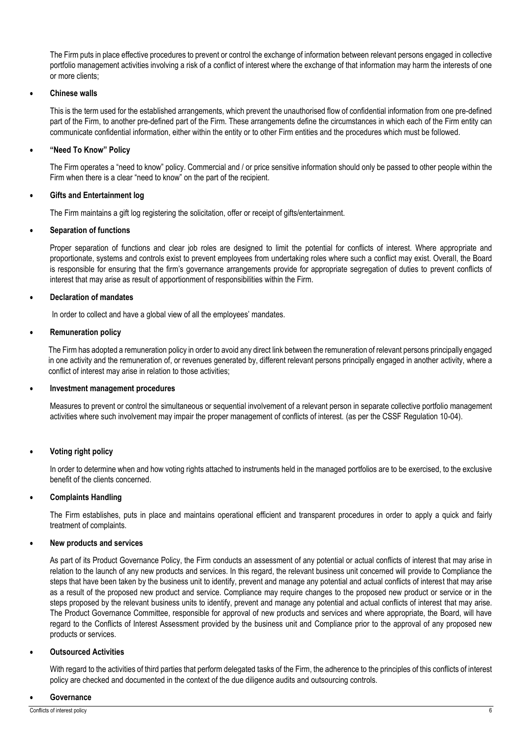The Firm puts in place effective procedures to prevent or control the exchange of information between relevant persons engaged in collective portfolio management activities involving a risk of a conflict of interest where the exchange of that information may harm the interests of one or more clients;

- **Chinese walls**

  This is the term used for the established arrangements, which prevent the unauthorised flow of confidential information from one pre-defined part of the Firm, to another pre-defined part of the Firm. These arrangements define the circumstances in which each of the Firm entity can communicate confidential information, either within the entity or to other Firm entities and the procedures which must be followed.

- **"Need To Know" Policy**

  The Firm operates a "need to know" policy. Commercial and / or price sensitive information should only be passed to other people within the Firm when there is a clear "need to know" on the part of the recipient.

- **Gifts and Entertainment log**

  The Firm maintains a gift log registering the solicitation, offer or receipt of gifts/entertainment.

- **Separation of functions**

  Proper separation of functions and clear job roles are designed to limit the potential for conflicts of interest. Where appropriate and proportionate, systems and controls exist to prevent employees from undertaking roles where such a conflict may exist. Overall, the Board is responsible for ensuring that the firm's governance arrangements provide for appropriate segregation of duties to prevent conflicts of interest that may arise as result of apportionment of responsibilities within the Firm.

- **Declaration of mandates**

  In order to collect and have a global view of all the employees' mandates.

- **Remuneration policy**

  The Firm has adopted a remuneration policy in order to avoid any direct link between the remuneration of relevant persons principally engaged in one activity and the remuneration of, or revenues generated by, different relevant persons principally engaged in another activity, where a conflict of interest may arise in relation to those activities;

- **Investment management procedures**

  Measures to prevent or control the simultaneous or sequential involvement of a relevant person in separate collective portfolio management activities where such involvement may impair the proper management of conflicts of interest. (as per the CSSF Regulation 10-04).

- **Voting right policy**

  In order to determine when and how voting rights attached to instruments held in the managed portfolios are to be exercised, to the exclusive benefit of the clients concerned.

- **Complaints Handling**

  The Firm establishes, puts in place and maintains operational efficient and transparent procedures in order to apply a quick and fairly treatment of complaints.

- **New products and services**

  As part of its Product Governance Policy, the Firm conducts an assessment of any potential or actual conflicts of interest that may arise in relation to the launch of any new products and services. In this regard, the relevant business unit concerned will provide to Compliance the steps that have been taken by the business unit to identify, prevent and manage any potential and actual conflicts of interest that may arise as a result of the proposed new product and service. Compliance may require changes to the proposed new product or service or in the steps proposed by the relevant business units to identify, prevent and manage any potential and actual conflicts of interest that may arise. The Product Governance Committee, responsible for approval of new products and services and where appropriate, the Board, will have regard to the Conflicts of Interest Assessment provided by the business unit and Compliance prior to the approval of any proposed new products or services.

- **Outsourced Activities**

  With regard to the activities of third parties that perform delegated tasks of the Firm, the adherence to the principles of this conflicts of interest policy are checked and documented in the context of the due diligence audits and outsourcing controls.

- **Governance**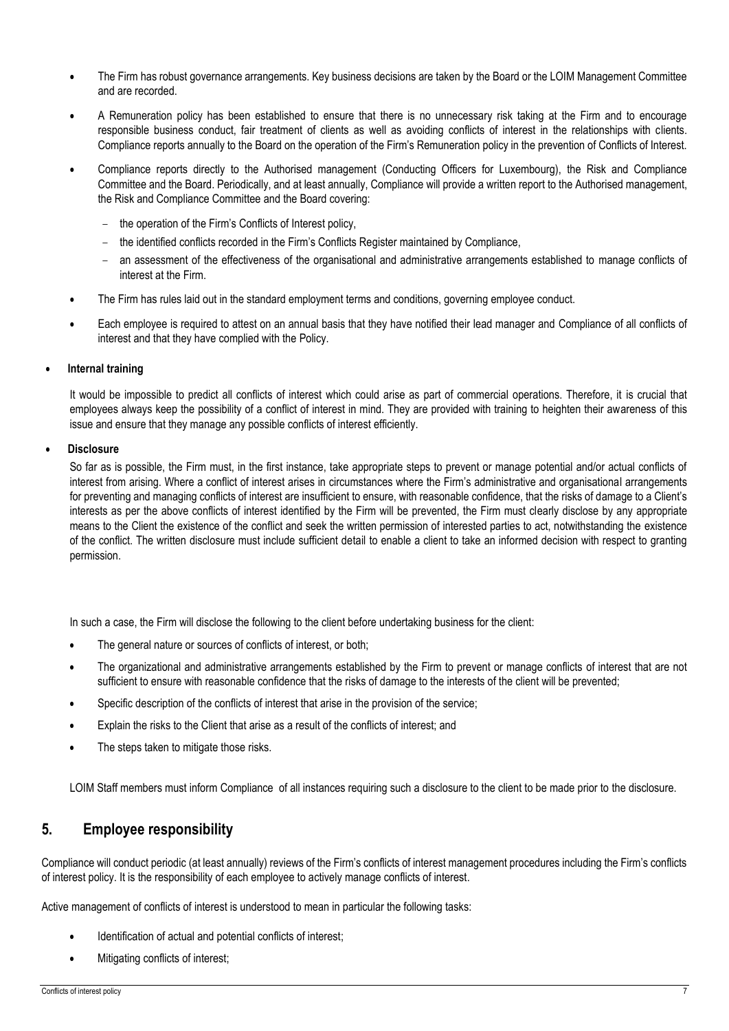- The Firm has robust governance arrangements. Key business decisions are taken by the Board or the LOIM Management Committee and are recorded.
- A Remuneration policy has been established to ensure that there is no unnecessary risk taking at the Firm and to encourage responsible business conduct, fair treatment of clients as well as avoiding conflicts of interest in the relationships with clients. Compliance reports annually to the Board on the operation of the Firm's Remuneration policy in the prevention of Conflicts of Interest.
- Compliance reports directly to the Authorised management (Conducting Officers for Luxembourg), the Risk and Compliance Committee and the Board. Periodically, and at least annually, Compliance will provide a written report to the Authorised management, the Risk and Compliance Committee and the Board covering:
  - the operation of the Firm's Conflicts of Interest policy,
  - the identified conflicts recorded in the Firm's Conflicts Register maintained by Compliance,
  - an assessment of the effectiveness of the organisational and administrative arrangements established to manage conflicts of interest at the Firm.
- The Firm has rules laid out in the standard employment terms and conditions, governing employee conduct.
- Each employee is required to attest on an annual basis that they have notified their lead manager and Compliance of all conflicts of interest and that they have complied with the Policy.

- **Internal training**

  It would be impossible to predict all conflicts of interest which could arise as part of commercial operations. Therefore, it is crucial that employees always keep the possibility of a conflict of interest in mind. They are provided with training to heighten their awareness of this issue and ensure that they manage any possible conflicts of interest efficiently.

- **Disclosure**

  So far as is possible, the Firm must, in the first instance, take appropriate steps to prevent or manage potential and/or actual conflicts of interest from arising. Where a conflict of interest arises in circumstances where the Firm's administrative and organisational arrangements for preventing and managing conflicts of interest are insufficient to ensure, with reasonable confidence, that the risks of damage to a Client's interests as per the above conflicts of interest identified by the Firm will be prevented, the Firm must clearly disclose by any appropriate means to the Client the existence of the conflict and seek the written permission of interested parties to act, notwithstanding the existence of the conflict. The written disclosure must include sufficient detail to enable a client to take an informed decision with respect to granting permission.

  In such a case, the Firm will disclose the following to the client before undertaking business for the client:

  - The general nature or sources of conflicts of interest, or both;
  - The organizational and administrative arrangements established by the Firm to prevent or manage conflicts of interest that are not sufficient to ensure with reasonable confidence that the risks of damage to the interests of the client will be prevented;
  - Specific description of the conflicts of interest that arise in the provision of the service;
  - Explain the risks to the Client that arise as a result of the conflicts of interest; and
  - The steps taken to mitigate those risks.

  LOIM Staff members must inform Compliance of all instances requiring such a disclosure to the client to be made prior to the disclosure.

## 5. Employee responsibility

Compliance will conduct periodic (at least annually) reviews of the Firm's conflicts of interest management procedures including the Firm's conflicts of interest policy. It is the responsibility of each employee to actively manage conflicts of interest.

Active management of conflicts of interest is understood to mean in particular the following tasks:

- Identification of actual and potential conflicts of interest;
- Mitigating conflicts of interest;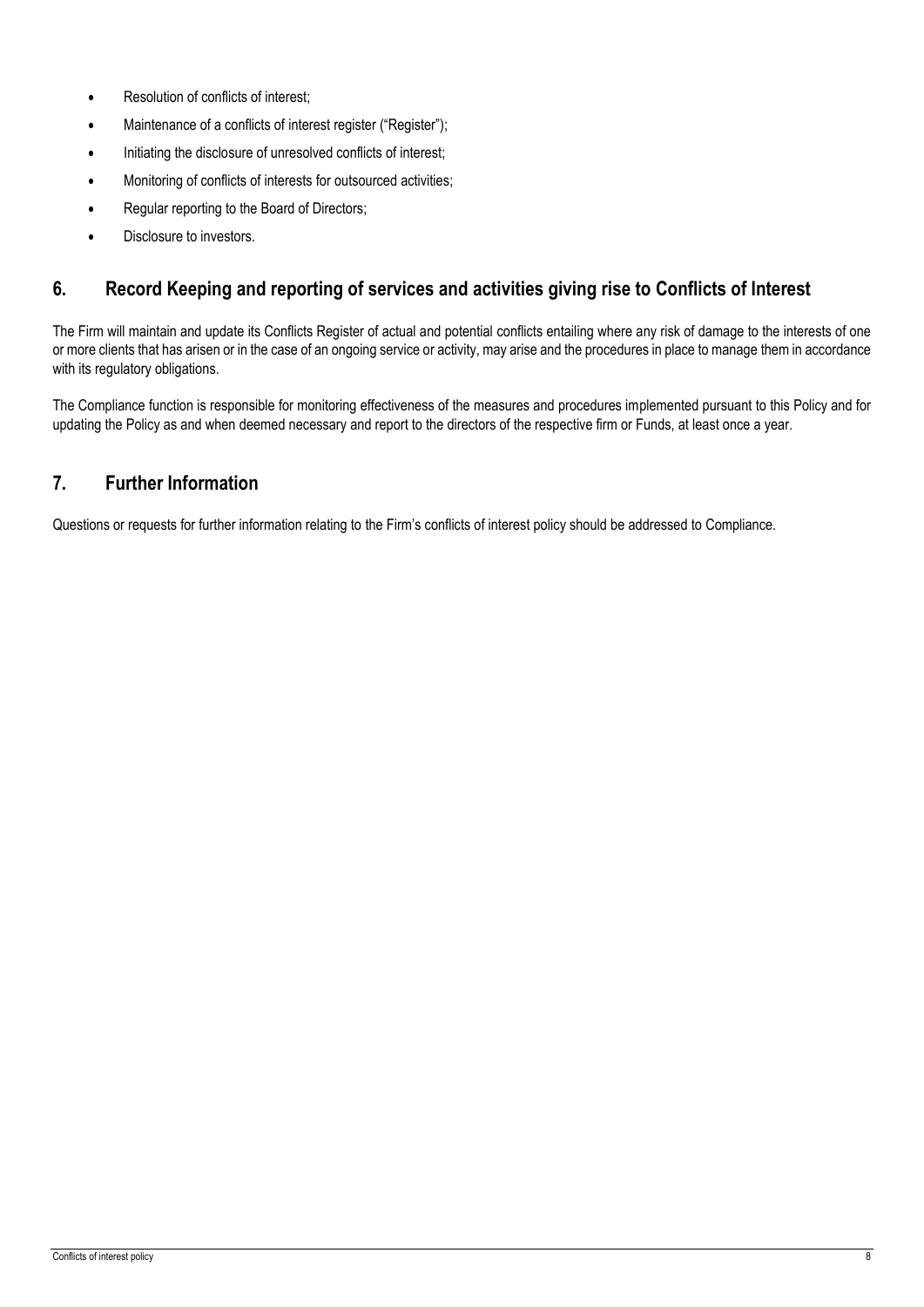- Resolution of conflicts of interest;
- Maintenance of a conflicts of interest register ("Register");
- Initiating the disclosure of unresolved conflicts of interest;
- Monitoring of conflicts of interests for outsourced activities;
- Regular reporting to the Board of Directors;
- Disclosure to investors.

## 6. Record Keeping and reporting of services and activities giving rise to Conflicts of Interest

The Firm will maintain and update its Conflicts Register of actual and potential conflicts entailing where any risk of damage to the interests of one or more clients that has arisen or in the case of an ongoing service or activity, may arise and the procedures in place to manage them in accordance with its regulatory obligations.

The Compliance function is responsible for monitoring effectiveness of the measures and procedures implemented pursuant to this Policy and for updating the Policy as and when deemed necessary and report to the directors of the respective firm or Funds, at least once a year.

## 7. Further Information

Questions or requests for further information relating to the Firm's conflicts of interest policy should be addressed to Compliance.